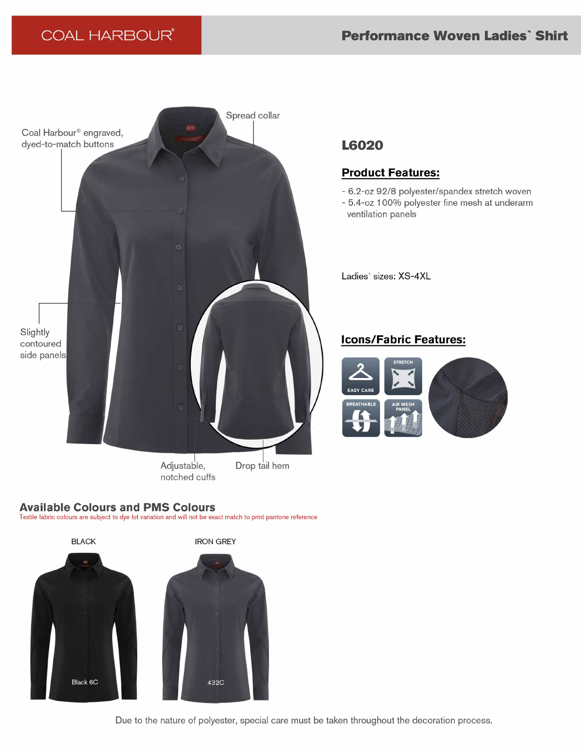COAL HARBOUR®

# Performance Woven Ladies` Shirt

Coal Harbour® engraved, dyed-to-match buttons

Spread collar

Slightly contoured side panels

Adjustable, notched cuffs

Drop tail hem

## L6020

### Product Features:

- 6.2-oz 92/8 polyester/spandex stretch woven
- 5.4-oz 100% polyester fine mesh at underarm ventilation panels

Ladies` sizes: XS-4XL

### Icons/Fabric Features:

EASY CARE

STRETCH

BREATHABLE

AIR MESH PANEL

## Available Colours and PMS Colours

Textile fabric colours are subject to dye lot variation and will not be exact match to print pantone reference

| Colour | PMS |
| --- | --- |
| BLACK | Black 6C |
| IRON GREY | 432C |

Due to the nature of polyester, special care must be taken throughout the decoration process.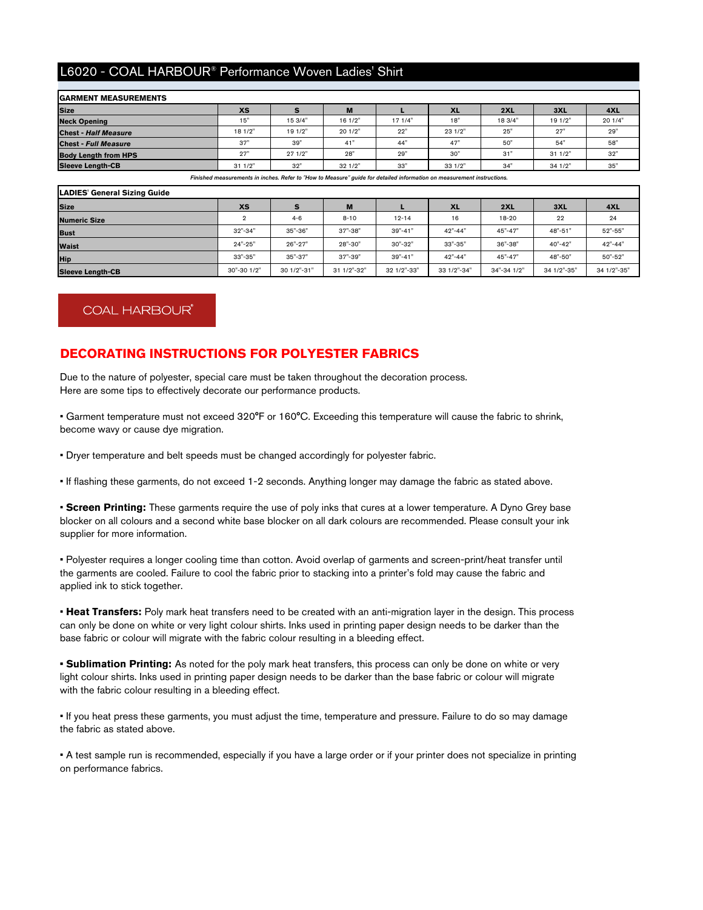## L6020 - COAL HARBOUR® Performance Woven Ladies' Shirt

| GARMENT MEASUREMENTS | | | | | | | | |
|---|---|---|---|---|---|---|---|---|
| **Size** | **XS** | **S** | **M** | **L** | **XL** | **2XL** | **3XL** | **4XL** |
| **Neck Opening** | 15" | 15 3/4" | 16 1/2" | 17 1/4" | 18" | 18 3/4" | 19 1/2" | 20 1/4" |
| **Chest - *Half Measure*** | 18 1/2" | 19 1/2" | 20 1/2" | 22" | 23 1/2" | 25" | 27" | 29" |
| **Chest - *Full Measure*** | 37" | 39" | 41" | 44" | 47" | 50" | 54" | 58" |
| **Body Length from HPS** | 27" | 27 1/2" | 28" | 29" | 30" | 31" | 31 1/2" | 32" |
| **Sleeve Length-CB** | 31 1/2" | 32" | 32 1/2" | 33" | 33 1/2" | 34" | 34 1/2" | 35" |

***Finished measurements in inches. Refer to "How to Measure" guide for detailed information on measurement instructions.***

| LADIES' General Sizing Guide | | | | | | | | |
|---|---|---|---|---|---|---|---|---|
| **Size** | **XS** | **S** | **M** | **L** | **XL** | **2XL** | **3XL** | **4XL** |
| **Numeric Size** | 2 | 4-6 | 8-10 | 12-14 | 16 | 18-20 | 22 | 24 |
| **Bust** | 32"-34" | 35"-36" | 37"-38" | 39"-41" | 42"-44" | 45"-47" | 48"-51" | 52"-55" |
| **Waist** | 24"-25" | 26"-27" | 28"-30" | 30"-32" | 33"-35" | 36"-38" | 40"-42" | 42"-44" |
| **Hip** | 33"-35" | 35"-37" | 37"-39" | 39"-41" | 42"-44" | 45"-47" | 48"-50" | 50"-52" |
| **Sleeve Length-CB** | 30"-30 1/2" | 30 1/2"-31" | 31 1/2"-32" | 32 1/2"-33" | 33 1/2"-34" | 34"-34 1/2" | 34 1/2"-35" | 34 1/2"-35" |

COAL HARBOUR®

## DECORATING INSTRUCTIONS FOR POLYESTER FABRICS

Due to the nature of polyester, special care must be taken throughout the decoration process.
Here are some tips to effectively decorate our performance products.

- Garment temperature must not exceed 320°F or 160°C. Exceeding this temperature will cause the fabric to shrink, become wavy or cause dye migration.

- Dryer temperature and belt speeds must be changed accordingly for polyester fabric.

- If flashing these garments, do not exceed 1-2 seconds. Anything longer may damage the fabric as stated above.

- **Screen Printing:** These garments require the use of poly inks that cures at a lower temperature. A Dyno Grey base blocker on all colours and a second white base blocker on all dark colours are recommended. Please consult your ink supplier for more information.

- Polyester requires a longer cooling time than cotton. Avoid overlap of garments and screen-print/heat transfer until the garments are cooled. Failure to cool the fabric prior to stacking into a printer's fold may cause the fabric and applied ink to stick together.

- **Heat Transfers:** Poly mark heat transfers need to be created with an anti-migration layer in the design. This process can only be done on white or very light colour shirts. Inks used in printing paper design needs to be darker than the base fabric or colour will migrate with the fabric colour resulting in a bleeding effect.

- **Sublimation Printing:** As noted for the poly mark heat transfers, this process can only be done on white or very light colour shirts. Inks used in printing paper design needs to be darker than the base fabric or colour will migrate with the fabric colour resulting in a bleeding effect.

- If you heat press these garments, you must adjust the time, temperature and pressure. Failure to do so may damage the fabric as stated above.

- A test sample run is recommended, especially if you have a large order or if your printer does not specialize in printing on performance fabrics.